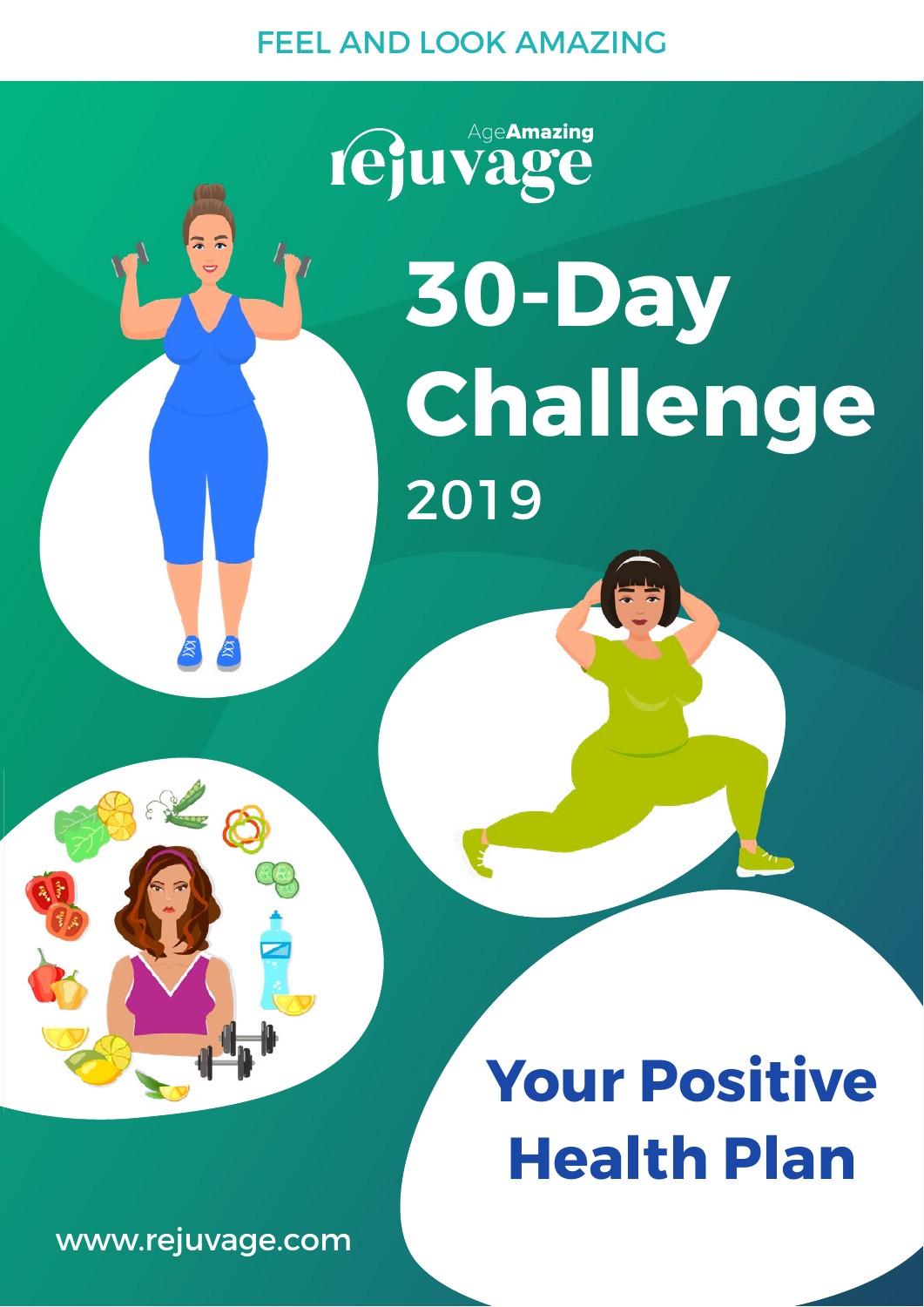FEEL AND LOOK AMAZING

AgeAmazing rejuvage

# 30-Day Challenge

2019

## Your Positive Health Plan

www.rejuvage.com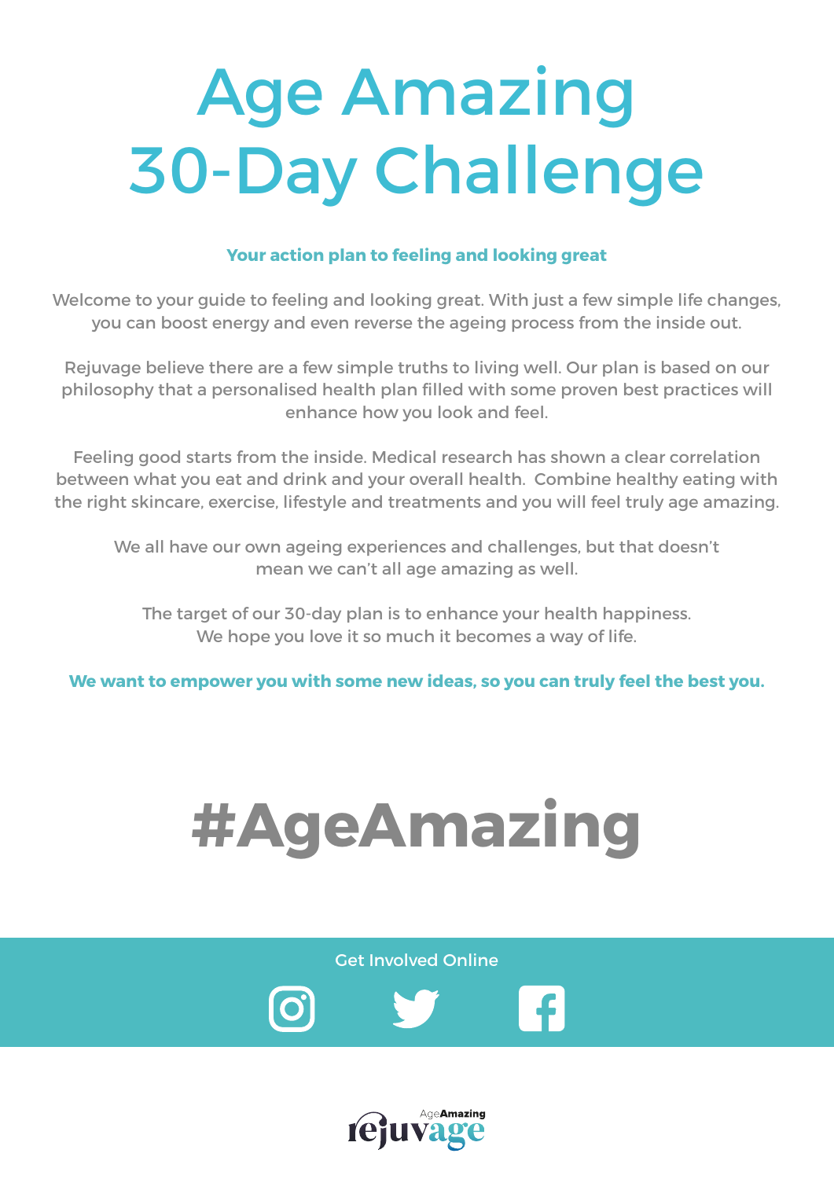# Age Amazing 30-Day Challenge

**Your action plan to feeling and looking great**

Welcome to your guide to feeling and looking great. With just a few simple life changes, you can boost energy and even reverse the ageing process from the inside out.

Rejuvage believe there are a few simple truths to living well. Our plan is based on our philosophy that a personalised health plan filled with some proven best practices will enhance how you look and feel.

Feeling good starts from the inside. Medical research has shown a clear correlation between what you eat and drink and your overall health. Combine healthy eating with the right skincare, exercise, lifestyle and treatments and you will feel truly age amazing.

We all have our own ageing experiences and challenges, but that doesn't mean we can't all age amazing as well.

The target of our 30-day plan is to enhance your health happiness. We hope you love it so much it becomes a way of life.

**We want to empower you with some new ideas, so you can truly feel the best you.**

# #AgeAmazing

Get Involved Online

AgeAmazing rejuvage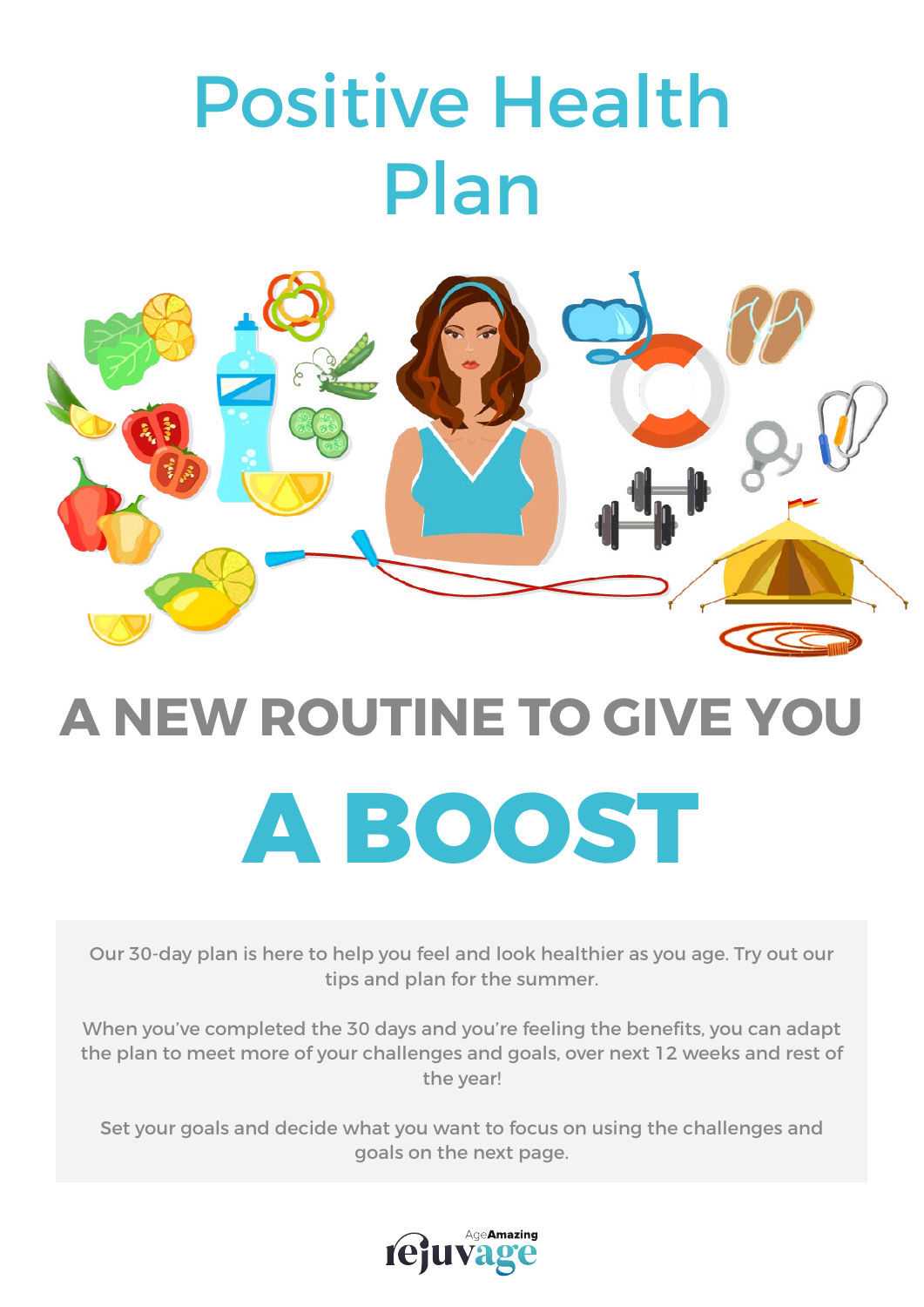# Positive Health Plan

## A NEW ROUTINE TO GIVE YOU

# A BOOST

Our 30-day plan is here to help you feel and look healthier as you age. Try out our tips and plan for the summer.

When you've completed the 30 days and you're feeling the benefits, you can adapt the plan to meet more of your challenges and goals, over next 12 weeks and rest of the year!

Set your goals and decide what you want to focus on using the challenges and goals on the next page.

AgeAmazing rejuvage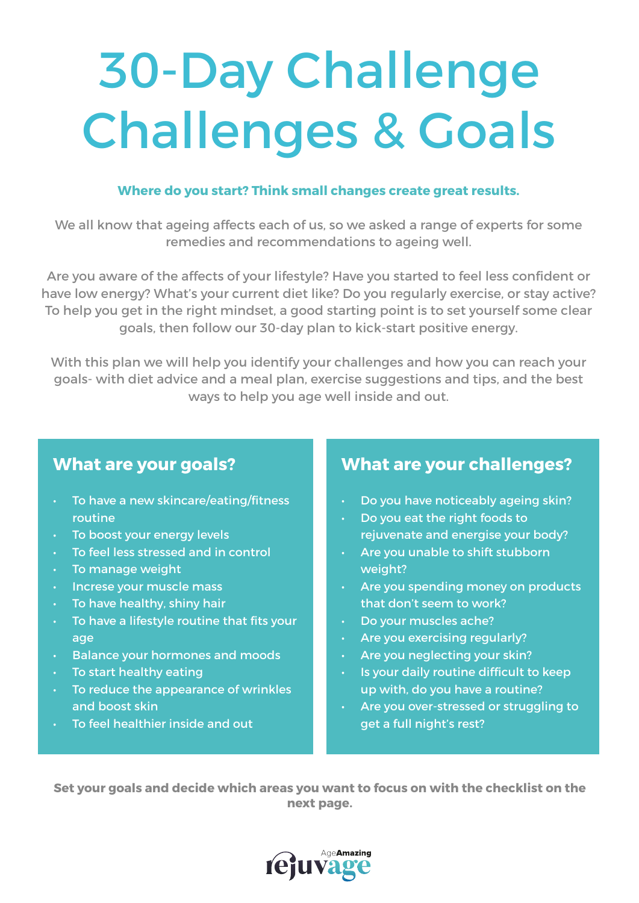# 30-Day Challenge Challenges & Goals

**Where do you start? Think small changes create great results.**

We all know that ageing affects each of us, so we asked a range of experts for some remedies and recommendations to ageing well.

Are you aware of the affects of your lifestyle? Have you started to feel less confident or have low energy? What's your current diet like? Do you regularly exercise, or stay active? To help you get in the right mindset, a good starting point is to set yourself some clear goals, then follow our 30-day plan to kick-start positive energy.

With this plan we will help you identify your challenges and how you can reach your goals- with diet advice and a meal plan, exercise suggestions and tips, and the best ways to help you age well inside and out.

## What are your goals?

- To have a new skincare/eating/fitness routine
- To boost your energy levels
- To feel less stressed and in control
- To manage weight
- Increse your muscle mass
- To have healthy, shiny hair
- To have a lifestyle routine that fits your age
- Balance your hormones and moods
- To start healthy eating
- To reduce the appearance of wrinkles and boost skin
- To feel healthier inside and out

## What are your challenges?

- Do you have noticeably ageing skin?
- Do you eat the right foods to rejuvenate and energise your body?
- Are you unable to shift stubborn weight?
- Are you spending money on products that don't seem to work?
- Do your muscles ache?
- Are you exercising regularly?
- Are you neglecting your skin?
- Is your daily routine difficult to keep up with, do you have a routine?
- Are you over-stressed or struggling to get a full night's rest?

**Set your goals and decide which areas you want to focus on with the checklist on the next page.**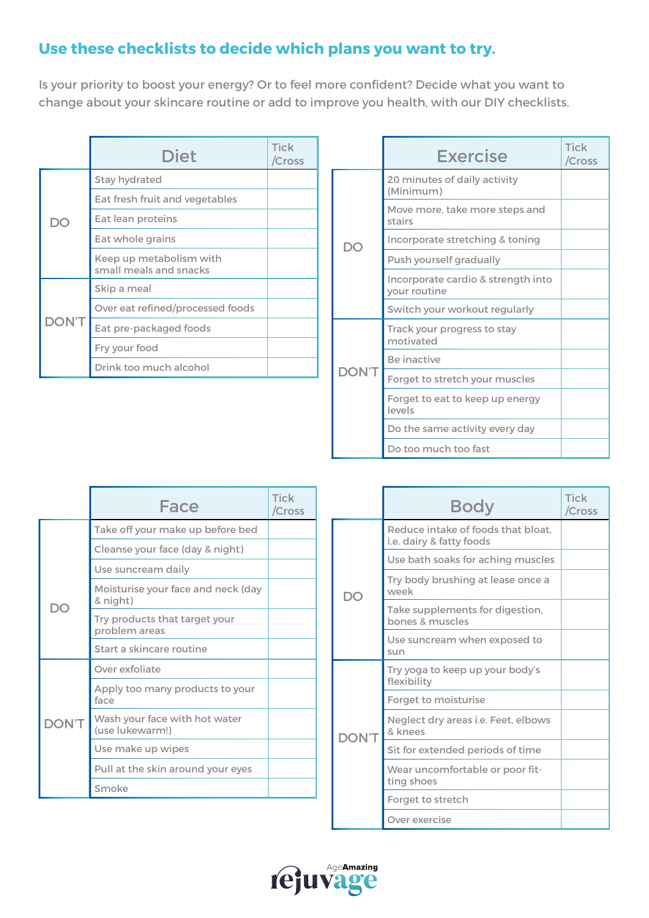## Use these checklists to decide which plans you want to try.

Is your priority to boost your energy? Or to feel more confident? Decide what you want to change about your skincare routine or add to improve you health, with our DIY checklists.

| | Diet | Tick /Cross |
|---|---|---|
| DO | Stay hydrated | |
| | Eat fresh fruit and vegetables | |
| | Eat lean proteins | |
| | Eat whole grains | |
| | Keep up metabolism with small meals and snacks | |
| DON'T | Skip a meal | |
| | Over eat refined/processed foods | |
| | Eat pre-packaged foods | |
| | Fry your food | |
| | Drink too much alcohol | |

| | Exercise | Tick /Cross |
|---|---|---|
| DO | 20 minutes of daily activity (Minimum) | |
| | Move more, take more steps and stairs | |
| | Incorporate stretching & toning | |
| | Push yourself gradually | |
| | Incorporate cardio & strength into your routine | |
| | Switch your workout regularly | |
| DON'T | Track your progress to stay motivated | |
| | Be inactive | |
| | Forget to stretch your muscles | |
| | Forget to eat to keep up energy levels | |
| | Do the same activity every day | |
| | Do too much too fast | |

| | Face | Tick /Cross |
|---|---|---|
| DO | Take off your make up before bed | |
| | Cleanse your face (day & night) | |
| | Use suncream daily | |
| | Moisturise your face and neck (day & night) | |
| | Try products that target your problem areas | |
| | Start a skincare routine | |
| DON'T | Over exfoliate | |
| | Apply too many products to your face | |
| | Wash your face with hot water (use lukewarm!) | |
| | Use make up wipes | |
| | Pull at the skin around your eyes | |
| | Smoke | |

| | Body | Tick /Cross |
|---|---|---|
| DO | Reduce intake of foods that bloat, i.e. dairy & fatty foods | |
| | Use bath soaks for aching muscles | |
| | Try body brushing at lease once a week | |
| | Take supplements for digestion, bones & muscles | |
| | Use suncream when exposed to sun | |
| DON'T | Try yoga to keep up your body's flexibility | |
| | Forget to moisturise | |
| | Neglect dry areas i.e. Feet, elbows & knees | |
| | Sit for extended periods of time | |
| | Wear uncomfortable or poor fitting shoes | |
| | Forget to stretch | |
| | Over exercise | |

AgeAmazing rejuvage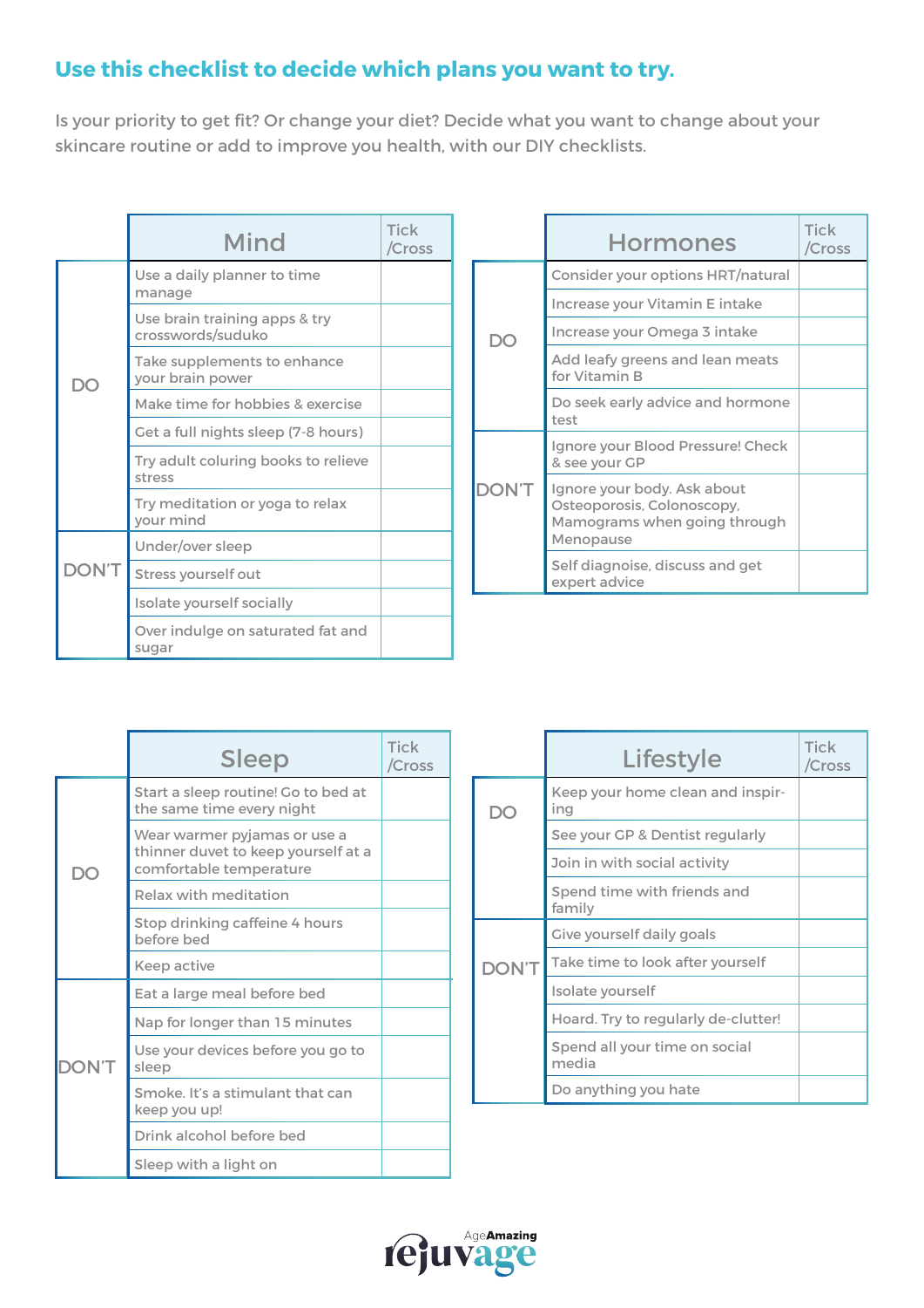## Use this checklist to decide which plans you want to try.

Is your priority to get fit? Or change your diet? Decide what you want to change about your skincare routine or add to improve you health, with our DIY checklists.

| | Mind | Tick /Cross |
|---|---|---|
| DO | Use a daily planner to time manage | |
| | Use brain training apps & try crosswords/suduko | |
| | Take supplements to enhance your brain power | |
| | Make time for hobbies & exercise | |
| | Get a full nights sleep (7-8 hours) | |
| | Try adult coluring books to relieve stress | |
| | Try meditation or yoga to relax your mind | |
| DON'T | Under/over sleep | |
| | Stress yourself out | |
| | Isolate yourself socially | |
| | Over indulge on saturated fat and sugar | |

| | Hormones | Tick /Cross |
|---|---|---|
| DO | Consider your options HRT/natural | |
| | Increase your Vitamin E intake | |
| | Increase your Omega 3 intake | |
| | Add leafy greens and lean meats for Vitamin B | |
| | Do seek early advice and hormone test | |
| DON'T | Ignore your Blood Pressure! Check & see your GP | |
| | Ignore your body. Ask about Osteoporosis, Colonoscopy, Mamograms when going through Menopause | |
| | Self diagnoise, discuss and get expert advice | |

| | Sleep | Tick /Cross |
|---|---|---|
| DO | Start a sleep routine! Go to bed at the same time every night | |
| | Wear warmer pyjamas or use a thinner duvet to keep yourself at a comfortable temperature | |
| | Relax with meditation | |
| | Stop drinking caffeine 4 hours before bed | |
| | Keep active | |
| DON'T | Eat a large meal before bed | |
| | Nap for longer than 15 minutes | |
| | Use your devices before you go to sleep | |
| | Smoke. It's a stimulant that can keep you up! | |
| | Drink alcohol before bed | |
| | Sleep with a light on | |

| | Lifestyle | Tick /Cross |
|---|---|---|
| DO | Keep your home clean and inspiring | |
| | See your GP & Dentist regularly | |
| | Join in with social activity | |
| | Spend time with friends and family | |
| DON'T | Give yourself daily goals | |
| | Take time to look after yourself | |
| | Isolate yourself | |
| | Hoard. Try to regularly de-clutter! | |
| | Spend all your time on social media | |
| | Do anything you hate | |

AgeAmazing rejuvage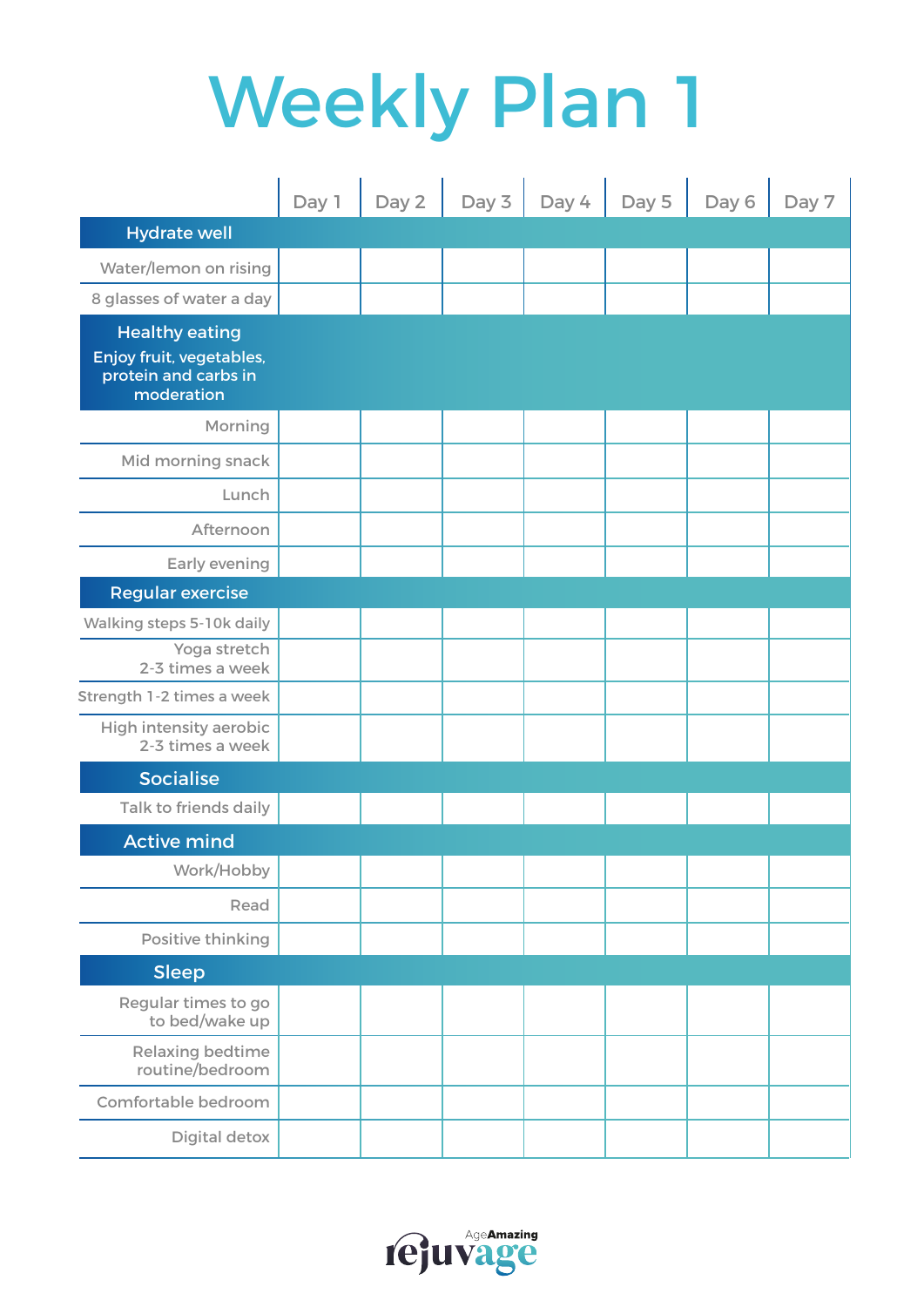# Weekly Plan 1

| | Day 1 | Day 2 | Day 3 | Day 4 | Day 5 | Day 6 | Day 7 |
|---|---|---|---|---|---|---|---|
| **Hydrate well** | | | | | | | |
| Water/lemon on rising | | | | | | | |
| 8 glasses of water a day | | | | | | | |
| **Healthy eating** Enjoy fruit, vegetables, protein and carbs in moderation | | | | | | | |
| Morning | | | | | | | |
| Mid morning snack | | | | | | | |
| Lunch | | | | | | | |
| Afternoon | | | | | | | |
| Early evening | | | | | | | |
| **Regular exercise** | | | | | | | |
| Walking steps 5-10k daily | | | | | | | |
| Yoga stretch 2-3 times a week | | | | | | | |
| Strength 1-2 times a week | | | | | | | |
| High intensity aerobic 2-3 times a week | | | | | | | |
| **Socialise** | | | | | | | |
| Talk to friends daily | | | | | | | |
| **Active mind** | | | | | | | |
| Work/Hobby | | | | | | | |
| Read | | | | | | | |
| Positive thinking | | | | | | | |
| **Sleep** | | | | | | | |
| Regular times to go to bed/wake up | | | | | | | |
| Relaxing bedtime routine/bedroom | | | | | | | |
| Comfortable bedroom | | | | | | | |
| Digital detox | | | | | | | |

AgeAmazing rejuvage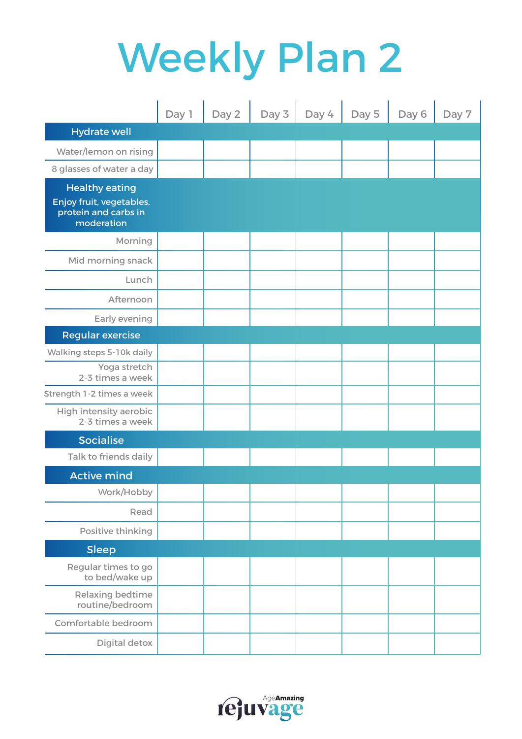# Weekly Plan 2

| | Day 1 | Day 2 | Day 3 | Day 4 | Day 5 | Day 6 | Day 7 |
|---|---|---|---|---|---|---|---|
| **Hydrate well** | | | | | | | |
| Water/lemon on rising | | | | | | | |
| 8 glasses of water a day | | | | | | | |
| **Healthy eating** Enjoy fruit, vegetables, protein and carbs in moderation | | | | | | | |
| Morning | | | | | | | |
| Mid morning snack | | | | | | | |
| Lunch | | | | | | | |
| Afternoon | | | | | | | |
| Early evening | | | | | | | |
| **Regular exercise** | | | | | | | |
| Walking steps 5-10k daily | | | | | | | |
| Yoga stretch 2-3 times a week | | | | | | | |
| Strength 1-2 times a week | | | | | | | |
| High intensity aerobic 2-3 times a week | | | | | | | |
| **Socialise** | | | | | | | |
| Talk to friends daily | | | | | | | |
| **Active mind** | | | | | | | |
| Work/Hobby | | | | | | | |
| Read | | | | | | | |
| Positive thinking | | | | | | | |
| **Sleep** | | | | | | | |
| Regular times to go to bed/wake up | | | | | | | |
| Relaxing bedtime routine/bedroom | | | | | | | |
| Comfortable bedroom | | | | | | | |
| Digital detox | | | | | | | |

AgeAmazing rejuvage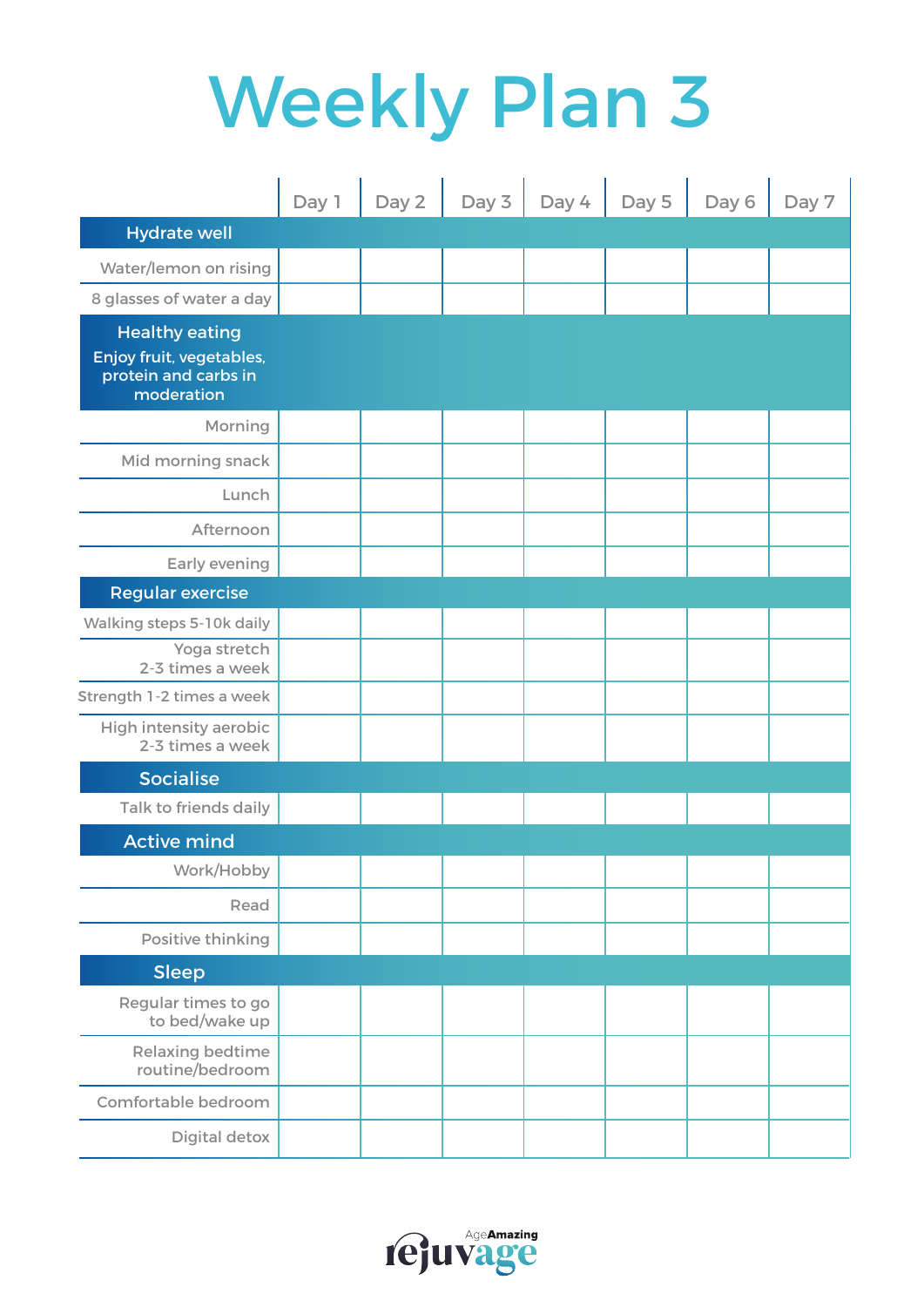# Weekly Plan 3

| | Day 1 | Day 2 | Day 3 | Day 4 | Day 5 | Day 6 | Day 7 |
|---|---|---|---|---|---|---|---|
| **Hydrate well** | | | | | | | |
| Water/lemon on rising | | | | | | | |
| 8 glasses of water a day | | | | | | | |
| **Healthy eating** Enjoy fruit, vegetables, protein and carbs in moderation | | | | | | | |
| Morning | | | | | | | |
| Mid morning snack | | | | | | | |
| Lunch | | | | | | | |
| Afternoon | | | | | | | |
| Early evening | | | | | | | |
| **Regular exercise** | | | | | | | |
| Walking steps 5-10k daily | | | | | | | |
| Yoga stretch 2-3 times a week | | | | | | | |
| Strength 1-2 times a week | | | | | | | |
| High intensity aerobic 2-3 times a week | | | | | | | |
| **Socialise** | | | | | | | |
| Talk to friends daily | | | | | | | |
| **Active mind** | | | | | | | |
| Work/Hobby | | | | | | | |
| Read | | | | | | | |
| Positive thinking | | | | | | | |
| **Sleep** | | | | | | | |
| Regular times to go to bed/wake up | | | | | | | |
| Relaxing bedtime routine/bedroom | | | | | | | |
| Comfortable bedroom | | | | | | | |
| Digital detox | | | | | | | |

AgeAmazing rejuvage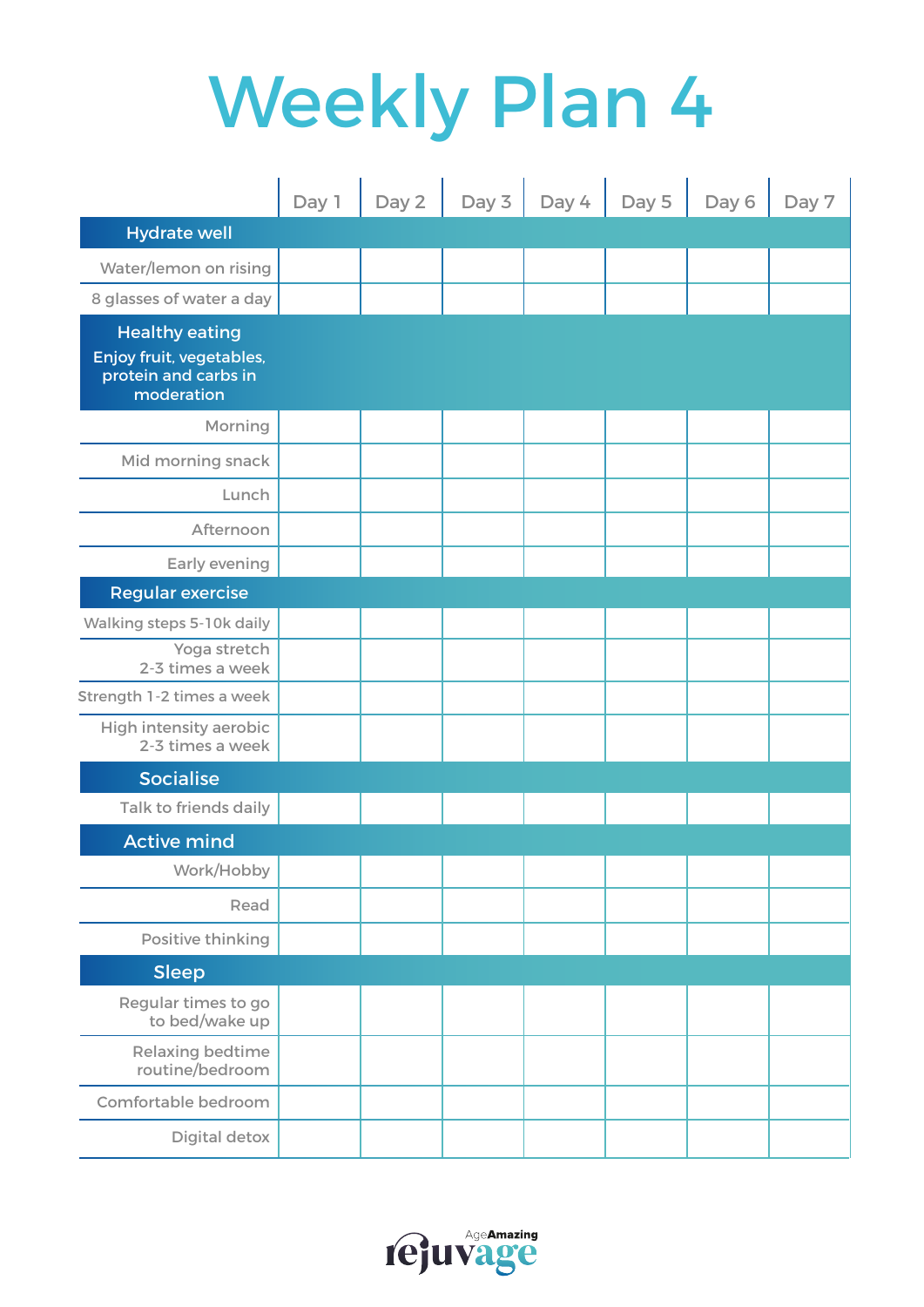# Weekly Plan 4

| | Day 1 | Day 2 | Day 3 | Day 4 | Day 5 | Day 6 | Day 7 |
|---|---|---|---|---|---|---|---|
| **Hydrate well** | | | | | | | |
| Water/lemon on rising | | | | | | | |
| 8 glasses of water a day | | | | | | | |
| **Healthy eating** Enjoy fruit, vegetables, protein and carbs in moderation | | | | | | | |
| Morning | | | | | | | |
| Mid morning snack | | | | | | | |
| Lunch | | | | | | | |
| Afternoon | | | | | | | |
| Early evening | | | | | | | |
| **Regular exercise** | | | | | | | |
| Walking steps 5-10k daily | | | | | | | |
| Yoga stretch 2-3 times a week | | | | | | | |
| Strength 1-2 times a week | | | | | | | |
| High intensity aerobic 2-3 times a week | | | | | | | |
| **Socialise** | | | | | | | |
| Talk to friends daily | | | | | | | |
| **Active mind** | | | | | | | |
| Work/Hobby | | | | | | | |
| Read | | | | | | | |
| Positive thinking | | | | | | | |
| **Sleep** | | | | | | | |
| Regular times to go to bed/wake up | | | | | | | |
| Relaxing bedtime routine/bedroom | | | | | | | |
| Comfortable bedroom | | | | | | | |
| Digital detox | | | | | | | |

AgeAmazing rejuvage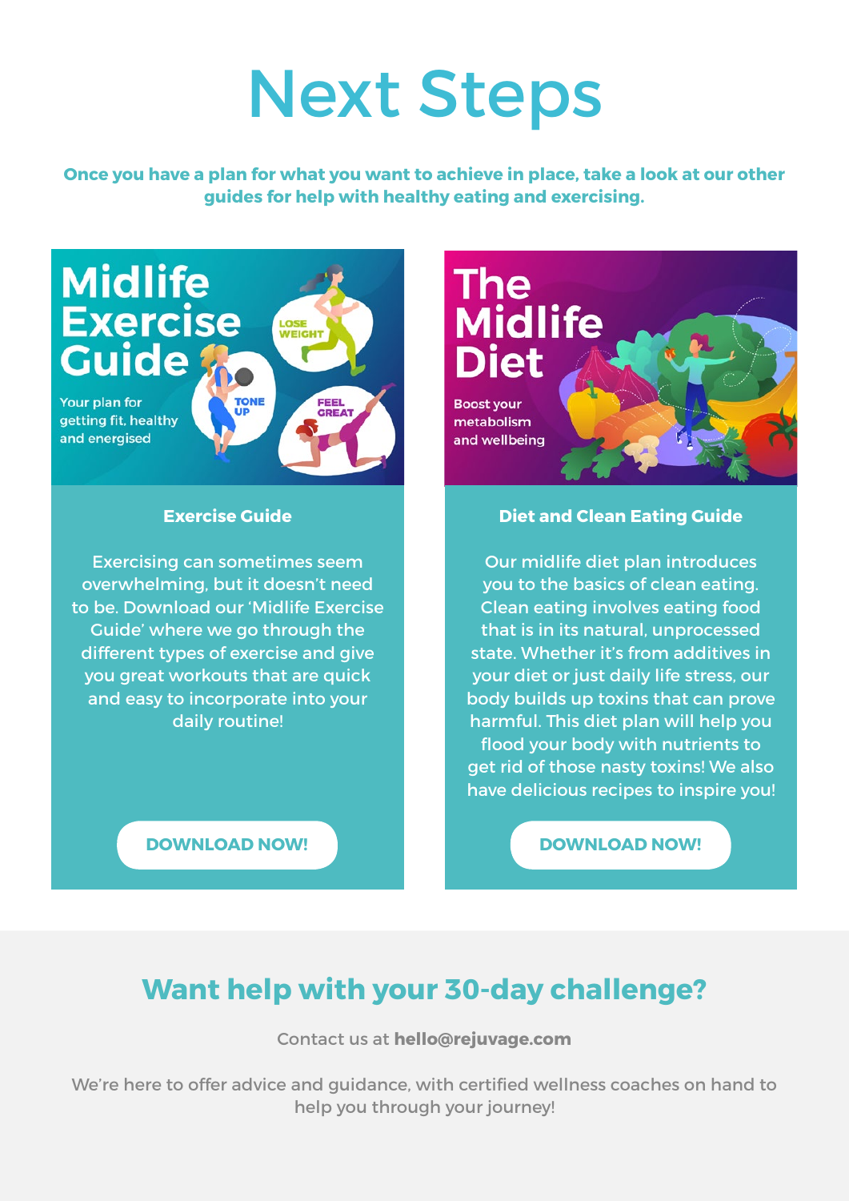# Next Steps

**Once you have a plan for what you want to achieve in place, take a look at our other guides for help with healthy eating and exercising.**

Midlife Exercise Guide

Your plan for getting fit, healthy and energised

LOSE WEIGHT

TONE UP

FEEL GREAT

### Exercise Guide

Exercising can sometimes seem overwhelming, but it doesn't need to be. Download our 'Midlife Exercise Guide' where we go through the different types of exercise and give you great workouts that are quick and easy to incorporate into your daily routine!

DOWNLOAD NOW!

The Midlife Diet

Boost your metabolism and wellbeing

### Diet and Clean Eating Guide

Our midlife diet plan introduces you to the basics of clean eating. Clean eating involves eating food that is in its natural, unprocessed state. Whether it's from additives in your diet or just daily life stress, our body builds up toxins that can prove harmful. This diet plan will help you flood your body with nutrients to get rid of those nasty toxins! We also have delicious recipes to inspire you!

DOWNLOAD NOW!

## Want help with your 30-day challenge?

Contact us at **hello@rejuvage.com**

We're here to offer advice and guidance, with certified wellness coaches on hand to help you through your journey!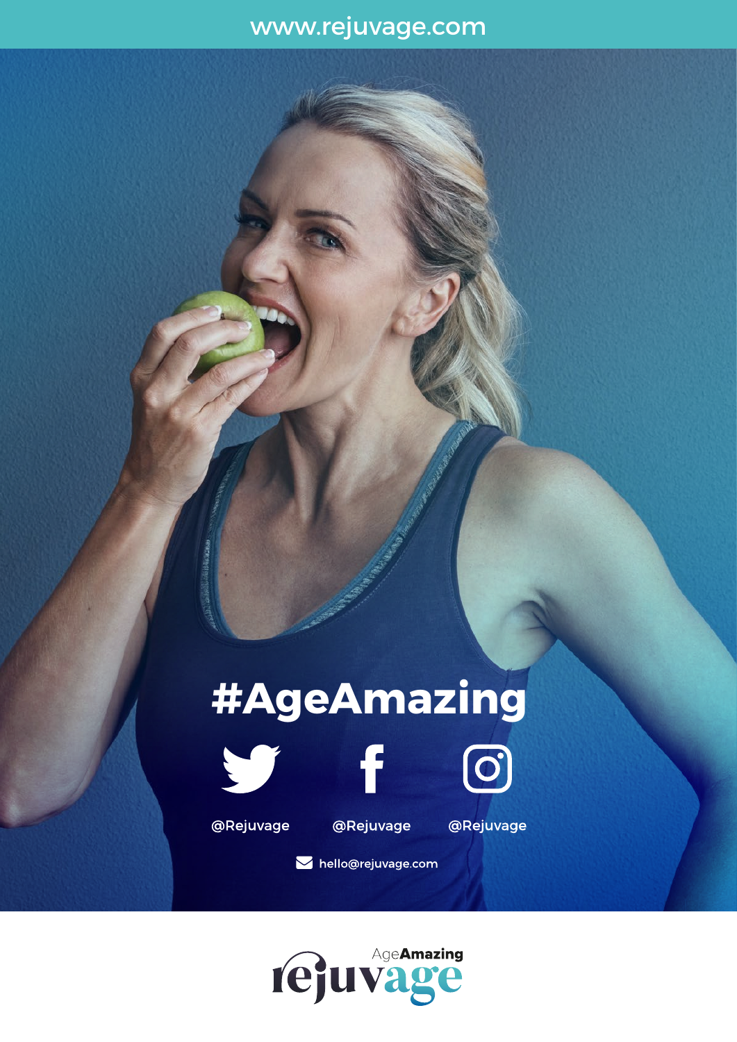www.rejuvage.com

# #AgeAmazing

@Rejuvage

@Rejuvage

@Rejuvage

hello@rejuvage.com

AgeAmazing
rejuvage